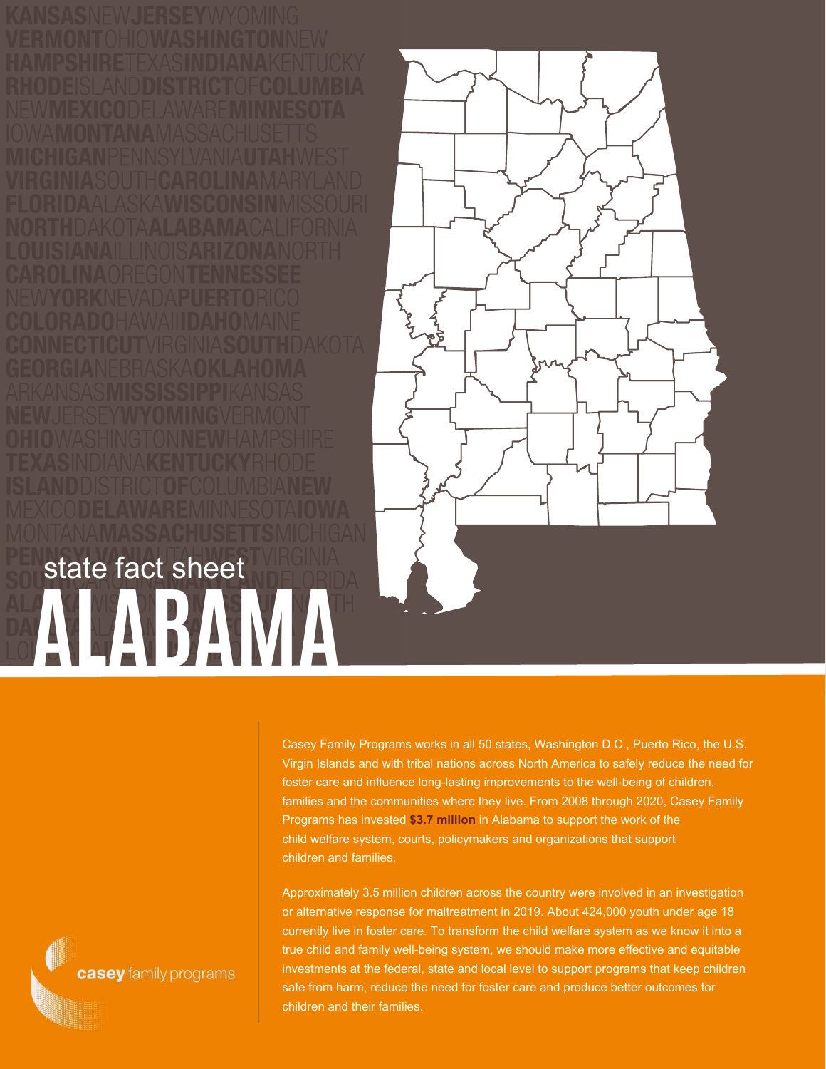state fact sheet

# ALABAMA

casey family programs

Casey Family Programs works in all 50 states, Washington D.C., Puerto Rico, the U.S. Virgin Islands and with tribal nations across North America to safely reduce the need for foster care and influence long-lasting improvements to the well-being of children, families and the communities where they live. From 2008 through 2020, Casey Family Programs has invested **$3.7 million** in Alabama to support the work of the child welfare system, courts, policymakers and organizations that support children and families.

Approximately 3.5 million children across the country were involved in an investigation or alternative response for maltreatment in 2019. About 424,000 youth under age 18 currently live in foster care. To transform the child welfare system as we know it into a true child and family well-being system, we should make more effective and equitable investments at the federal, state and local level to support programs that keep children safe from harm, reduce the need for foster care and produce better outcomes for children and their families.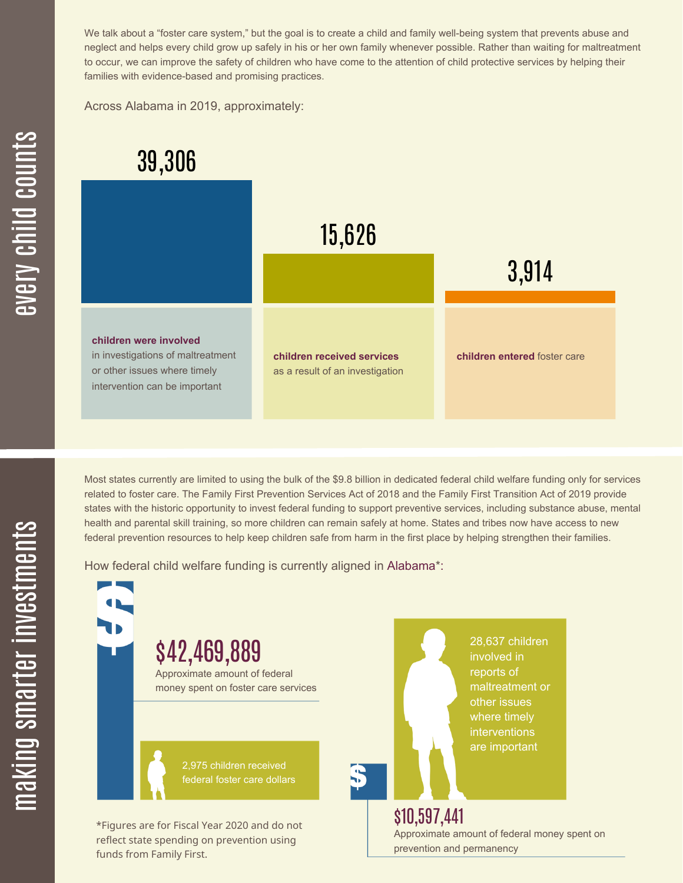## every child counts

We talk about a "foster care system," but the goal is to create a child and family well-being system that prevents abuse and neglect and helps every child grow up safely in his or her own family whenever possible. Rather than waiting for maltreatment to occur, we can improve the safety of children who have come to the attention of child protective services by helping their families with evidence-based and promising practices.

Across Alabama in 2019, approximately:

**39,306**

**children were involved** in investigations of maltreatment or other issues where timely intervention can be important

**15,626**

**children received services** as a result of an investigation

**3,914**

**children entered** foster care

## making smarter investments

Most states currently are limited to using the bulk of the $9.8 billion in dedicated federal child welfare funding only for services related to foster care. The Family First Prevention Services Act of 2018 and the Family First Transition Act of 2019 provide states with the historic opportunity to invest federal funding to support preventive services, including substance abuse, mental health and parental skill training, so more children can remain safely at home. States and tribes now have access to new federal prevention resources to help keep children safe from harm in the first place by helping strengthen their families.

How federal child welfare funding is currently aligned in Alabama*:

**$42,469,889**

Approximate amount of federal money spent on foster care services

2,975 children received federal foster care dollars

**$10,597,441**

Approximate amount of federal money spent on prevention and permanency

28,637 children involved in reports of maltreatment or other issues where timely interventions are important

*Figures are for Fiscal Year 2020 and do not reflect state spending on prevention using funds from Family First.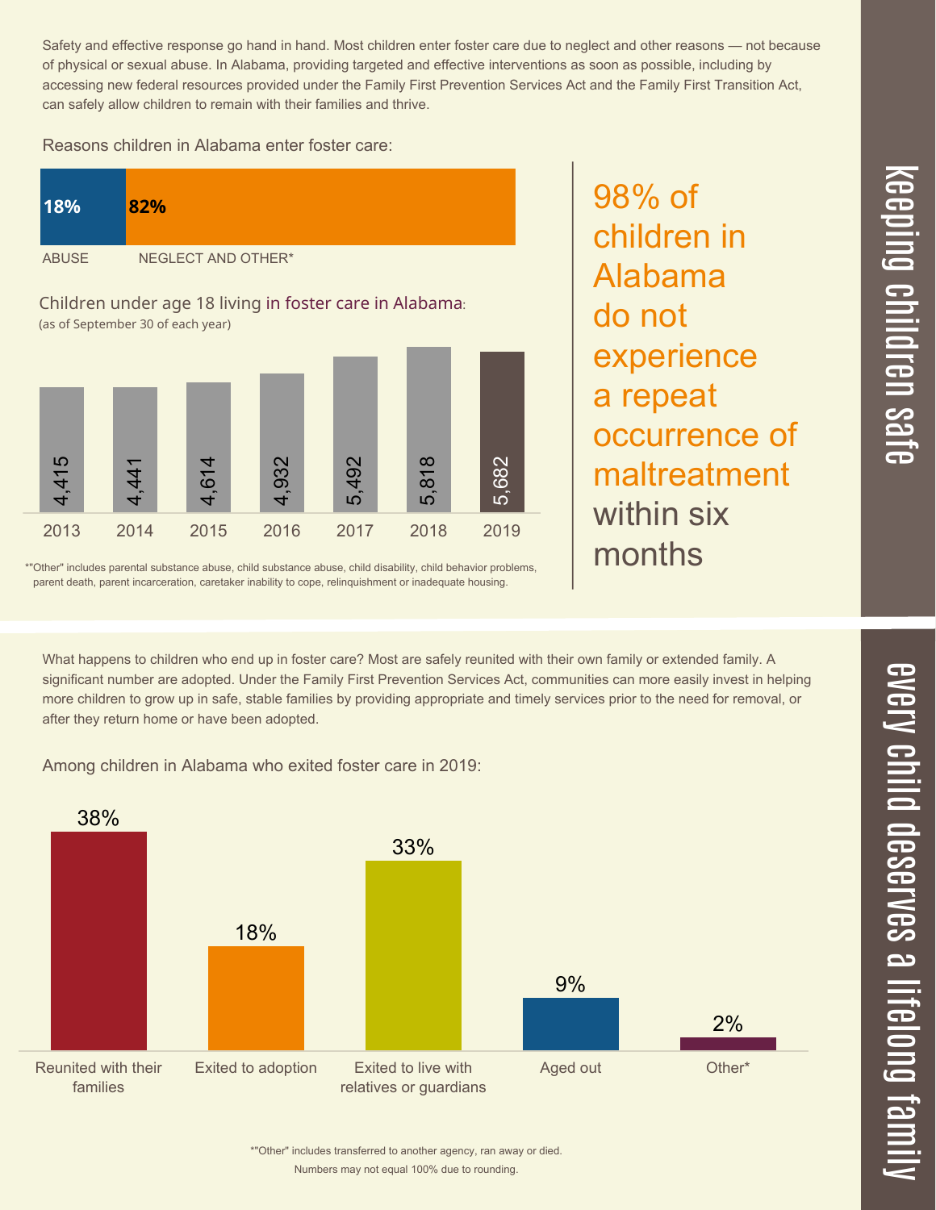## keeping children safe

Safety and effective response go hand in hand. Most children enter foster care due to neglect and other reasons — not because of physical or sexual abuse. In Alabama, providing targeted and effective interventions as soon as possible, including by accessing new federal resources provided under the Family First Prevention Services Act and the Family First Transition Act, can safely allow children to remain with their families and thrive.

Reasons children in Alabama enter foster care:

| ABUSE | NEGLECT AND OTHER* |
| --- | --- |
| 18% | 82% |

Children under age 18 living in foster care in Alabama:
(as of September 30 of each year)

| 2013 | 2014 | 2015 | 2016 | 2017 | 2018 | 2019 |
| --- | --- | --- | --- | --- | --- | --- |
| 4,415 | 4,441 | 4,614 | 4,932 | 5,492 | 5,818 | 5,682 |

*"Other" includes parental substance abuse, child substance abuse, child disability, child behavior problems, parent death, parent incarceration, caretaker inability to cope, relinquishment or inadequate housing.

98% of children in Alabama do not experience a repeat occurrence of maltreatment within six months

## every child deserves a lifelong family

What happens to children who end up in foster care? Most are safely reunited with their own family or extended family. A significant number are adopted. Under the Family First Prevention Services Act, communities can more easily invest in helping more children to grow up in safe, stable families by providing appropriate and timely services prior to the need for removal, or after they return home or have been adopted.

Among children in Alabama who exited foster care in 2019:

| Reunited with their families | Exited to adoption | Exited to live with relatives or guardians | Aged out | Other* |
| --- | --- | --- | --- | --- |
| 38% | 18% | 33% | 9% | 2% |

*"Other" includes transferred to another agency, ran away or died.
Numbers may not equal 100% due to rounding.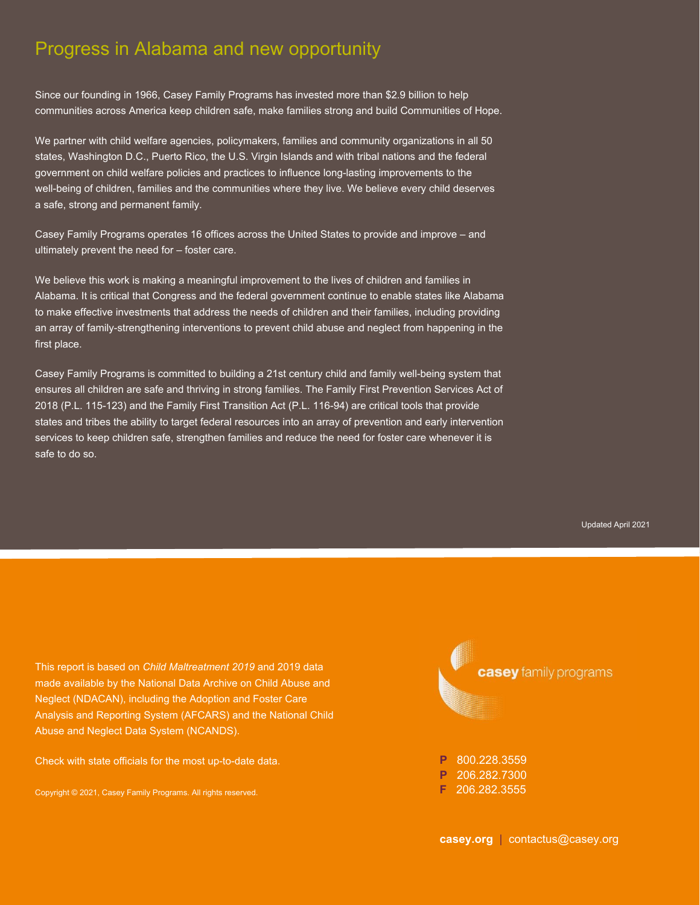## Progress in Alabama and new opportunity

Since our founding in 1966, Casey Family Programs has invested more than $2.9 billion to help communities across America keep children safe, make families strong and build Communities of Hope.

We partner with child welfare agencies, policymakers, families and community organizations in all 50 states, Washington D.C., Puerto Rico, the U.S. Virgin Islands and with tribal nations and the federal government on child welfare policies and practices to influence long-lasting improvements to the well-being of children, families and the communities where they live. We believe every child deserves a safe, strong and permanent family.

Casey Family Programs operates 16 offices across the United States to provide and improve – and ultimately prevent the need for – foster care.

We believe this work is making a meaningful improvement to the lives of children and families in Alabama. It is critical that Congress and the federal government continue to enable states like Alabama to make effective investments that address the needs of children and their families, including providing an array of family-strengthening interventions to prevent child abuse and neglect from happening in the first place.

Casey Family Programs is committed to building a 21st century child and family well-being system that ensures all children are safe and thriving in strong families. The Family First Prevention Services Act of 2018 (P.L. 115-123) and the Family First Transition Act (P.L. 116-94) are critical tools that provide states and tribes the ability to target federal resources into an array of prevention and early intervention services to keep children safe, strengthen families and reduce the need for foster care whenever it is safe to do so.

Updated April 2021

This report is based on *Child Maltreatment 2019* and 2019 data made available by the National Data Archive on Child Abuse and Neglect (NDACAN), including the Adoption and Foster Care Analysis and Reporting System (AFCARS) and the National Child Abuse and Neglect Data System (NCANDS).

Check with state officials for the most up-to-date data.

Copyright © 2021, Casey Family Programs. All rights reserved.

**casey** family programs

**P** 800.228.3559
**P** 206.282.7300
**F** 206.282.3555

**casey.org** | contactus@casey.org